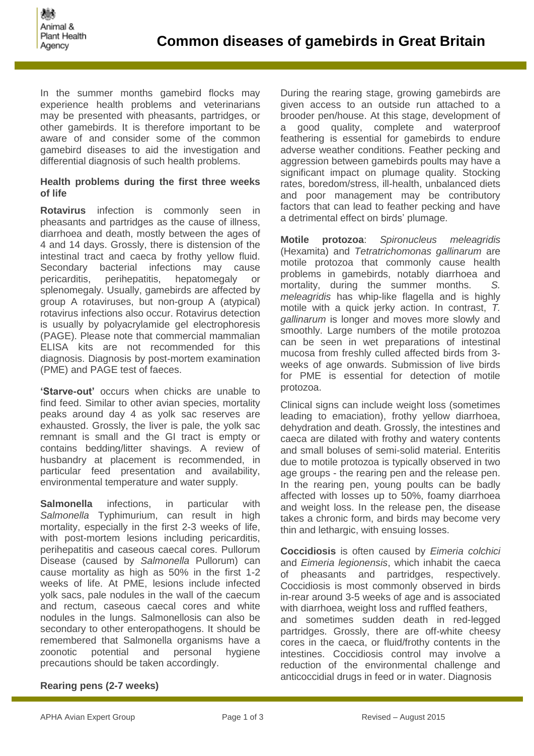# Common diseases of gamebirds in Great Britain

In the summer months gamebird flocks may experience health problems and veterinarians may be presented with pheasants, partridges, or other gamebirds. It is therefore important to be aware of and consider some of the common gamebird diseases to aid the investigation and differential diagnosis of such health problems.

### Health problems during the first three weeks of life

**Rotavirus** infection is commonly seen in pheasants and partridges as the cause of illness, diarrhoea and death, mostly between the ages of 4 and 14 days. Grossly, there is distension of the intestinal tract and caeca by frothy yellow fluid. Secondary bacterial infections may cause pericarditis, perihepatitis, hepatomegaly or splenomegaly. Usually, gamebirds are affected by group A rotaviruses, but non-group A (atypical) rotavirus infections also occur. Rotavirus detection is usually by polyacrylamide gel electrophoresis (PAGE). Please note that commercial mammalian ELISA kits are not recommended for this diagnosis. Diagnosis by post-mortem examination (PME) and PAGE test of faeces.

**'Starve-out'** occurs when chicks are unable to find feed. Similar to other avian species, mortality peaks around day 4 as yolk sac reserves are exhausted. Grossly, the liver is pale, the yolk sac remnant is small and the GI tract is empty or contains bedding/litter shavings. A review of husbandry at placement is recommended, in particular feed presentation and availability, environmental temperature and water supply.

**Salmonella** infections, in particular with *Salmonella* Typhimurium, can result in high mortality, especially in the first 2-3 weeks of life, with post-mortem lesions including pericarditis, perihepatitis and caseous caecal cores. Pullorum Disease (caused by *Salmonella* Pullorum) can cause mortality as high as 50% in the first 1-2 weeks of life. At PME, lesions include infected yolk sacs, pale nodules in the wall of the caecum and rectum, caseous caecal cores and white nodules in the lungs. Salmonellosis can also be secondary to other enteropathogens. It should be remembered that Salmonella organisms have a zoonotic potential and personal hygiene precautions should be taken accordingly.

### Rearing pens (2-7 weeks)

During the rearing stage, growing gamebirds are given access to an outside run attached to a brooder pen/house. At this stage, development of a good quality, complete and waterproof feathering is essential for gamebirds to endure adverse weather conditions. Feather pecking and aggression between gamebirds poults may have a significant impact on plumage quality. Stocking rates, boredom/stress, ill-health, unbalanced diets and poor management may be contributory factors that can lead to feather pecking and have a detrimental effect on birds' plumage.

**Motile protozoa**: *Spironucleus meleagridis* (Hexamita) and *Tetratrichomonas gallinarum* are motile protozoa that commonly cause health problems in gamebirds, notably diarrhoea and mortality, during the summer months. *S. meleagridis* has whip-like flagella and is highly motile with a quick jerky action. In contrast, *T. gallinarum* is longer and moves more slowly and smoothly. Large numbers of the motile protozoa can be seen in wet preparations of intestinal mucosa from freshly culled affected birds from 3-weeks of age onwards. Submission of live birds for PME is essential for detection of motile protozoa.

Clinical signs can include weight loss (sometimes leading to emaciation), frothy yellow diarrhoea, dehydration and death. Grossly, the intestines and caeca are dilated with frothy and watery contents and small boluses of semi-solid material. Enteritis due to motile protozoa is typically observed in two age groups - the rearing pen and the release pen. In the rearing pen, young poults can be badly affected with losses up to 50%, foamy diarrhoea and weight loss. In the release pen, the disease takes a chronic form, and birds may become very thin and lethargic, with ensuing losses.

**Coccidiosis** is often caused by *Eimeria colchici* and *Eimeria legionensis*, which inhabit the caeca of pheasants and partridges, respectively. Coccidiosis is most commonly observed in birds in-rear around 3-5 weeks of age and is associated with diarrhoea, weight loss and ruffled feathers, and sometimes sudden death in red-legged partridges. Grossly, there are off-white cheesy cores in the caeca, or fluid/frothy contents in the intestines. Coccidiosis control may involve a reduction of the environmental challenge and anticoccidial drugs in feed or in water. Diagnosis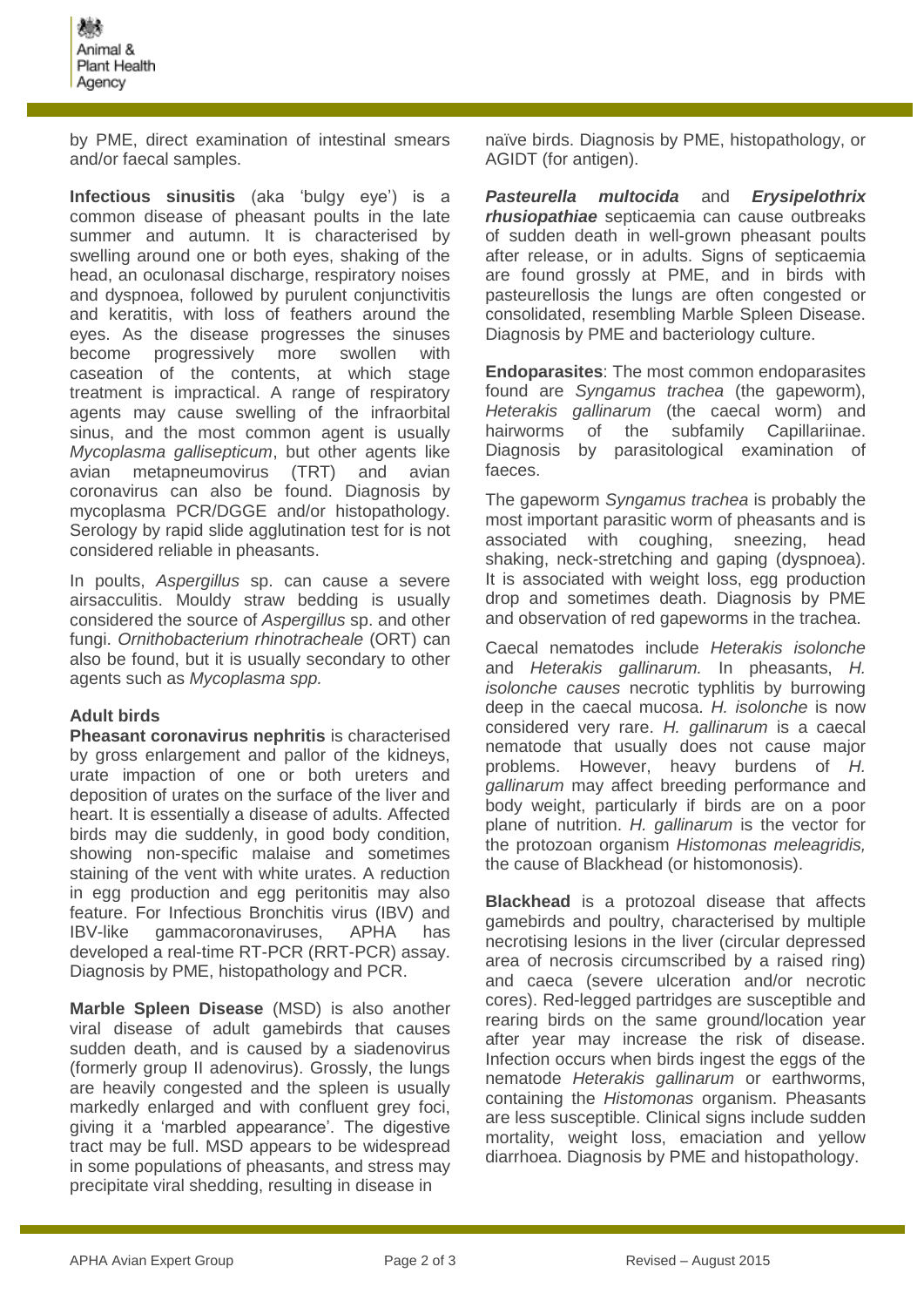by PME, direct examination of intestinal smears and/or faecal samples.

**Infectious sinusitis** (aka 'bulgy eye') is a common disease of pheasant poults in the late summer and autumn. It is characterised by swelling around one or both eyes, shaking of the head, an oculonasal discharge, respiratory noises and dyspnoea, followed by purulent conjunctivitis and keratitis, with loss of feathers around the eyes. As the disease progresses the sinuses become progressively more swollen with caseation of the contents, at which stage treatment is impractical. A range of respiratory agents may cause swelling of the infraorbital sinus, and the most common agent is usually *Mycoplasma gallisepticum*, but other agents like avian metapneumovirus (TRT) and avian coronavirus can also be found. Diagnosis by mycoplasma PCR/DGGE and/or histopathology. Serology by rapid slide agglutination test for is not considered reliable in pheasants.

In poults, *Aspergillus* sp. can cause a severe airsacculitis. Mouldy straw bedding is usually considered the source of *Aspergillus* sp. and other fungi. *Ornithobacterium rhinotracheale* (ORT) can also be found, but it is usually secondary to other agents such as *Mycoplasma spp.*

### Adult birds

**Pheasant coronavirus nephritis** is characterised by gross enlargement and pallor of the kidneys, urate impaction of one or both ureters and deposition of urates on the surface of the liver and heart. It is essentially a disease of adults. Affected birds may die suddenly, in good body condition, showing non-specific malaise and sometimes staining of the vent with white urates. A reduction in egg production and egg peritonitis may also feature. For Infectious Bronchitis virus (IBV) and IBV-like gammacoronaviruses, APHA has developed a real-time RT-PCR (RRT-PCR) assay. Diagnosis by PME, histopathology and PCR.

**Marble Spleen Disease** (MSD) is also another viral disease of adult gamebirds that causes sudden death, and is caused by a siadenovirus (formerly group II adenovirus). Grossly, the lungs are heavily congested and the spleen is usually markedly enlarged and with confluent grey foci, giving it a 'marbled appearance'. The digestive tract may be full. MSD appears to be widespread in some populations of pheasants, and stress may precipitate viral shedding, resulting in disease in naïve birds. Diagnosis by PME, histopathology, or AGIDT (for antigen).

***Pasteurella multocida*** and ***Erysipelothrix rhusiopathiae*** septicaemia can cause outbreaks of sudden death in well-grown pheasant poults after release, or in adults. Signs of septicaemia are found grossly at PME, and in birds with pasteurellosis the lungs are often congested or consolidated, resembling Marble Spleen Disease. Diagnosis by PME and bacteriology culture.

**Endoparasites**: The most common endoparasites found are *Syngamus trachea* (the gapeworm), *Heterakis gallinarum* (the caecal worm) and hairworms of the subfamily Capillariinae. Diagnosis by parasitological examination of faeces.

The gapeworm *Syngamus trachea* is probably the most important parasitic worm of pheasants and is associated with coughing, sneezing, head shaking, neck-stretching and gaping (dyspnoea). It is associated with weight loss, egg production drop and sometimes death. Diagnosis by PME and observation of red gapeworms in the trachea.

Caecal nematodes include *Heterakis isolonche* and *Heterakis gallinarum.* In pheasants, *H. isolonche causes* necrotic typhlitis by burrowing deep in the caecal mucosa. *H. isolonche* is now considered very rare. *H. gallinarum* is a caecal nematode that usually does not cause major problems. However, heavy burdens of *H. gallinarum* may affect breeding performance and body weight, particularly if birds are on a poor plane of nutrition. *H. gallinarum* is the vector for the protozoan organism *Histomonas meleagridis,* the cause of Blackhead (or histomonosis).

**Blackhead** is a protozoal disease that affects gamebirds and poultry, characterised by multiple necrotising lesions in the liver (circular depressed area of necrosis circumscribed by a raised ring) and caeca (severe ulceration and/or necrotic cores). Red-legged partridges are susceptible and rearing birds on the same ground/location year after year may increase the risk of disease. Infection occurs when birds ingest the eggs of the nematode *Heterakis gallinarum* or earthworms, containing the *Histomonas* organism. Pheasants are less susceptible. Clinical signs include sudden mortality, weight loss, emaciation and yellow diarrhoea. Diagnosis by PME and histopathology.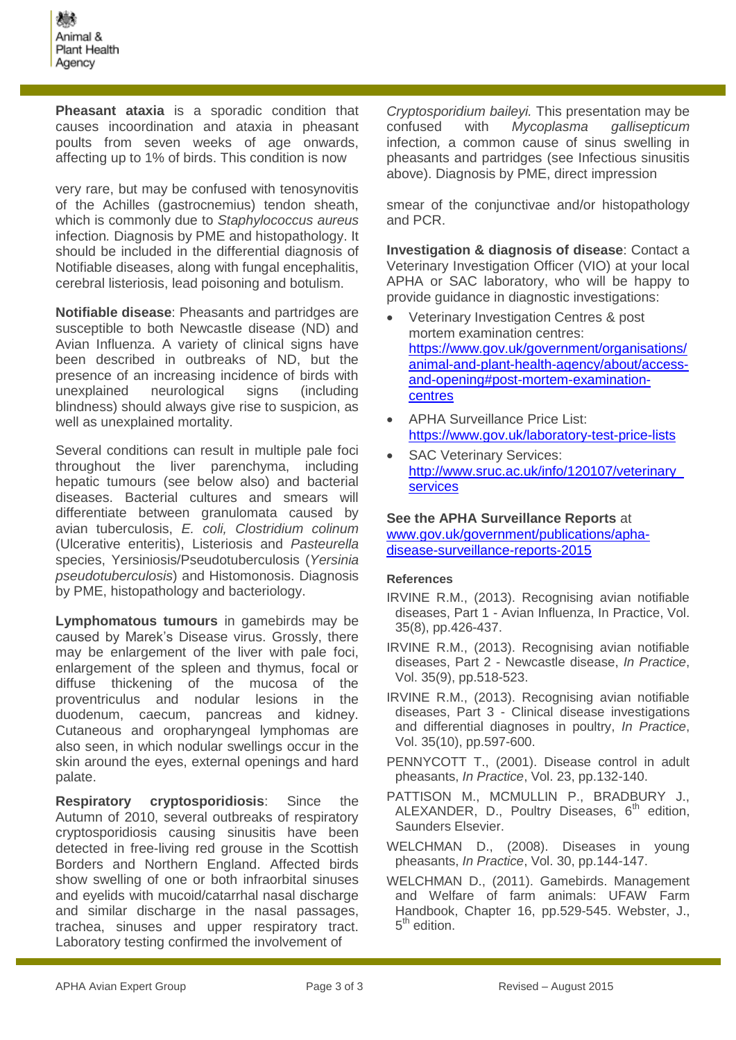**Pheasant ataxia** is a sporadic condition that causes incoordination and ataxia in pheasant poults from seven weeks of age onwards, affecting up to 1% of birds. This condition is now very rare, but may be confused with tenosynovitis of the Achilles (gastrocnemius) tendon sheath, which is commonly due to *Staphylococcus aureus* infection. Diagnosis by PME and histopathology. It should be included in the differential diagnosis of Notifiable diseases, along with fungal encephalitis, cerebral listeriosis, lead poisoning and botulism.

**Notifiable disease**: Pheasants and partridges are susceptible to both Newcastle disease (ND) and Avian Influenza. A variety of clinical signs have been described in outbreaks of ND, but the presence of an increasing incidence of birds with unexplained neurological signs (including blindness) should always give rise to suspicion, as well as unexplained mortality.

Several conditions can result in multiple pale foci throughout the liver parenchyma, including hepatic tumours (see below also) and bacterial diseases. Bacterial cultures and smears will differentiate between granulomata caused by avian tuberculosis, *E. coli, Clostridium colinum* (Ulcerative enteritis), Listeriosis and *Pasteurella* species, Yersiniosis/Pseudotuberculosis (*Yersinia pseudotuberculosis*) and Histomonosis. Diagnosis by PME, histopathology and bacteriology.

**Lymphomatous tumours** in gamebirds may be caused by Marek's Disease virus. Grossly, there may be enlargement of the liver with pale foci, enlargement of the spleen and thymus, focal or diffuse thickening of the mucosa of the proventriculus and nodular lesions in the duodenum, caecum, pancreas and kidney. Cutaneous and oropharyngeal lymphomas are also seen, in which nodular swellings occur in the skin around the eyes, external openings and hard palate.

**Respiratory cryptosporidiosis**: Since the Autumn of 2010, several outbreaks of respiratory cryptosporidiosis causing sinusitis have been detected in free-living red grouse in the Scottish Borders and Northern England. Affected birds show swelling of one or both infraorbital sinuses and eyelids with mucoid/catarrhal nasal discharge and similar discharge in the nasal passages, trachea, sinuses and upper respiratory tract. Laboratory testing confirmed the involvement of *Cryptosporidium baileyi.* This presentation may be confused with *Mycoplasma gallisepticum* infection*,* a common cause of sinus swelling in pheasants and partridges (see Infectious sinusitis above). Diagnosis by PME, direct impression smear of the conjunctivae and/or histopathology and PCR.

**Investigation & diagnosis of disease**: Contact a Veterinary Investigation Officer (VIO) at your local APHA or SAC laboratory, who will be happy to provide guidance in diagnostic investigations:

- Veterinary Investigation Centres & post mortem examination centres: https://www.gov.uk/government/organisations/animal-and-plant-health-agency/about/access-and-opening#post-mortem-examination-centres
- APHA Surveillance Price List: https://www.gov.uk/laboratory-test-price-lists
- SAC Veterinary Services: http://www.sruc.ac.uk/info/120107/veterinary_services

**See the APHA Surveillance Reports** at www.gov.uk/government/publications/apha-disease-surveillance-reports-2015

**References**

IRVINE R.M., (2013). Recognising avian notifiable diseases, Part 1 - Avian Influenza, In Practice, Vol. 35(8), pp.426-437.

IRVINE R.M., (2013). Recognising avian notifiable diseases, Part 2 - Newcastle disease, *In Practice*, Vol. 35(9), pp.518-523.

IRVINE R.M., (2013). Recognising avian notifiable diseases, Part 3 - Clinical disease investigations and differential diagnoses in poultry, *In Practice*, Vol. 35(10), pp.597-600.

PENNYCOTT T., (2001). Disease control in adult pheasants, *In Practice*, Vol. 23, pp.132-140.

PATTISON M., MCMULLIN P., BRADBURY J., ALEXANDER, D., Poultry Diseases, 6th edition, Saunders Elsevier.

WELCHMAN D., (2008). Diseases in young pheasants, *In Practice*, Vol. 30, pp.144-147.

WELCHMAN D., (2011). Gamebirds. Management and Welfare of farm animals: UFAW Farm Handbook, Chapter 16, pp.529-545. Webster, J., 5th edition.